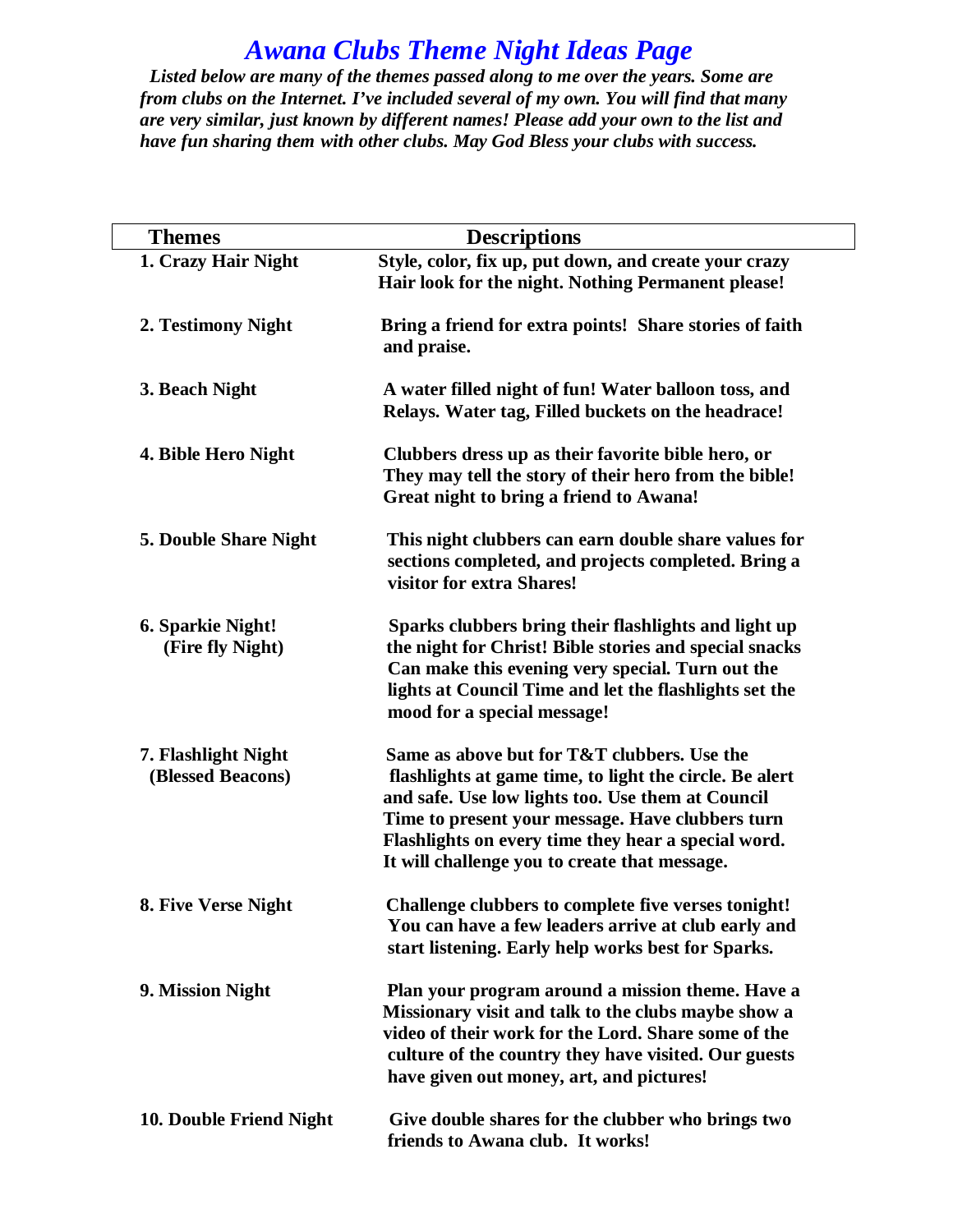# *Awana Clubs Theme Night Ideas Page*

***Listed below are many of the themes passed along to me over the years. Some are from clubs on the Internet. I've included several of my own. You will find that many are very similar, just known by different names! Please add your own to the list and have fun sharing them with other clubs. May God Bless your clubs with success.***

| Themes | Descriptions |
|---|---|
| **1. Crazy Hair Night** | **Style, color, fix up, put down, and create your crazy Hair look for the night. Nothing Permanent please!** |
| **2. Testimony Night** | **Bring a friend for extra points! Share stories of faith and praise.** |
| **3. Beach Night** | **A water filled night of fun! Water balloon toss, and Relays. Water tag, Filled buckets on the headrace!** |
| **4. Bible Hero Night** | **Clubbers dress up as their favorite bible hero, or They may tell the story of their hero from the bible! Great night to bring a friend to Awana!** |
| **5. Double Share Night** | **This night clubbers can earn double share values for sections completed, and projects completed. Bring a visitor for extra Shares!** |
| **6. Sparkie Night! (Fire fly Night)** | **Sparks clubbers bring their flashlights and light up the night for Christ! Bible stories and special snacks Can make this evening very special. Turn out the lights at Council Time and let the flashlights set the mood for a special message!** |
| **7. Flashlight Night (Blessed Beacons)** | **Same as above but for T&T clubbers. Use the flashlights at game time, to light the circle. Be alert and safe. Use low lights too. Use them at Council Time to present your message. Have clubbers turn Flashlights on every time they hear a special word. It will challenge you to create that message.** |
| **8. Five Verse Night** | **Challenge clubbers to complete five verses tonight! You can have a few leaders arrive at club early and start listening. Early help works best for Sparks.** |
| **9. Mission Night** | **Plan your program around a mission theme. Have a Missionary visit and talk to the clubs maybe show a video of their work for the Lord. Share some of the culture of the country they have visited. Our guests have given out money, art, and pictures!** |
| **10. Double Friend Night** | **Give double shares for the clubber who brings two friends to Awana club. It works!** |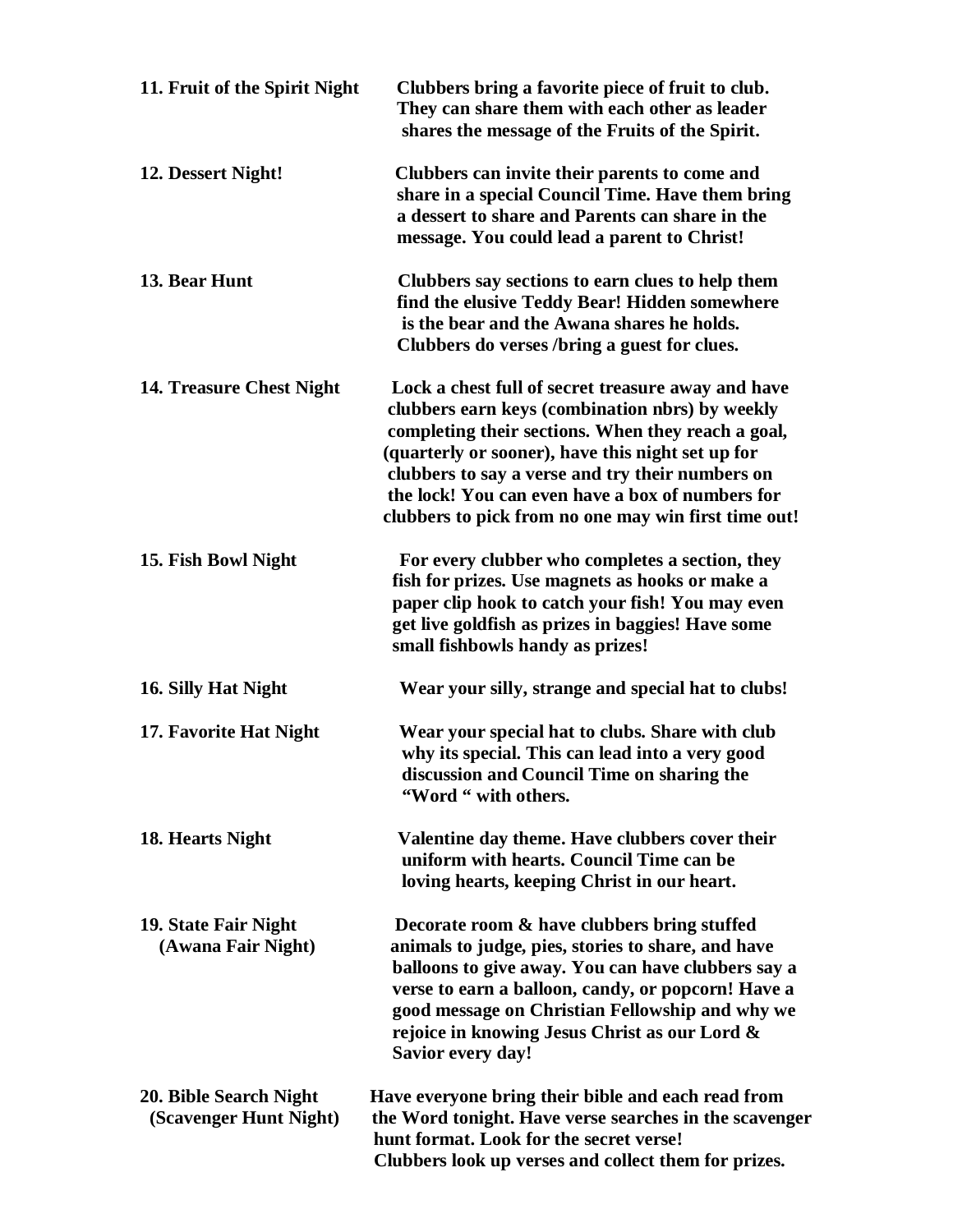**11. Fruit of the Spirit Night** Clubbers bring a favorite piece of fruit to club. They can share them with each other as leader shares the message of the Fruits of the Spirit.

**12. Dessert Night!** Clubbers can invite their parents to come and share in a special Council Time. Have them bring a dessert to share and Parents can share in the message. You could lead a parent to Christ!

**13. Bear Hunt** Clubbers say sections to earn clues to help them find the elusive Teddy Bear! Hidden somewhere is the bear and the Awana shares he holds. Clubbers do verses /bring a guest for clues.

**14. Treasure Chest Night** Lock a chest full of secret treasure away and have clubbers earn keys (combination nbrs) by weekly completing their sections. When they reach a goal, (quarterly or sooner), have this night set up for clubbers to say a verse and try their numbers on the lock! You can even have a box of numbers for clubbers to pick from no one may win first time out!

**15. Fish Bowl Night** For every clubber who completes a section, they fish for prizes. Use magnets as hooks or make a paper clip hook to catch your fish! You may even get live goldfish as prizes in baggies! Have some small fishbowls handy as prizes!

**16. Silly Hat Night** Wear your silly, strange and special hat to clubs!

**17. Favorite Hat Night** Wear your special hat to clubs. Share with club why its special. This can lead into a very good discussion and Council Time on sharing the "Word " with others.

**18. Hearts Night** Valentine day theme. Have clubbers cover their uniform with hearts. Council Time can be loving hearts, keeping Christ in our heart.

**19. State Fair Night (Awana Fair Night)** Decorate room & have clubbers bring stuffed animals to judge, pies, stories to share, and have balloons to give away. You can have clubbers say a verse to earn a balloon, candy, or popcorn! Have a good message on Christian Fellowship and why we rejoice in knowing Jesus Christ as our Lord & Savior every day!

**20. Bible Search Night (Scavenger Hunt Night)** Have everyone bring their bible and each read from the Word tonight. Have verse searches in the scavenger hunt format. Look for the secret verse! Clubbers look up verses and collect them for prizes.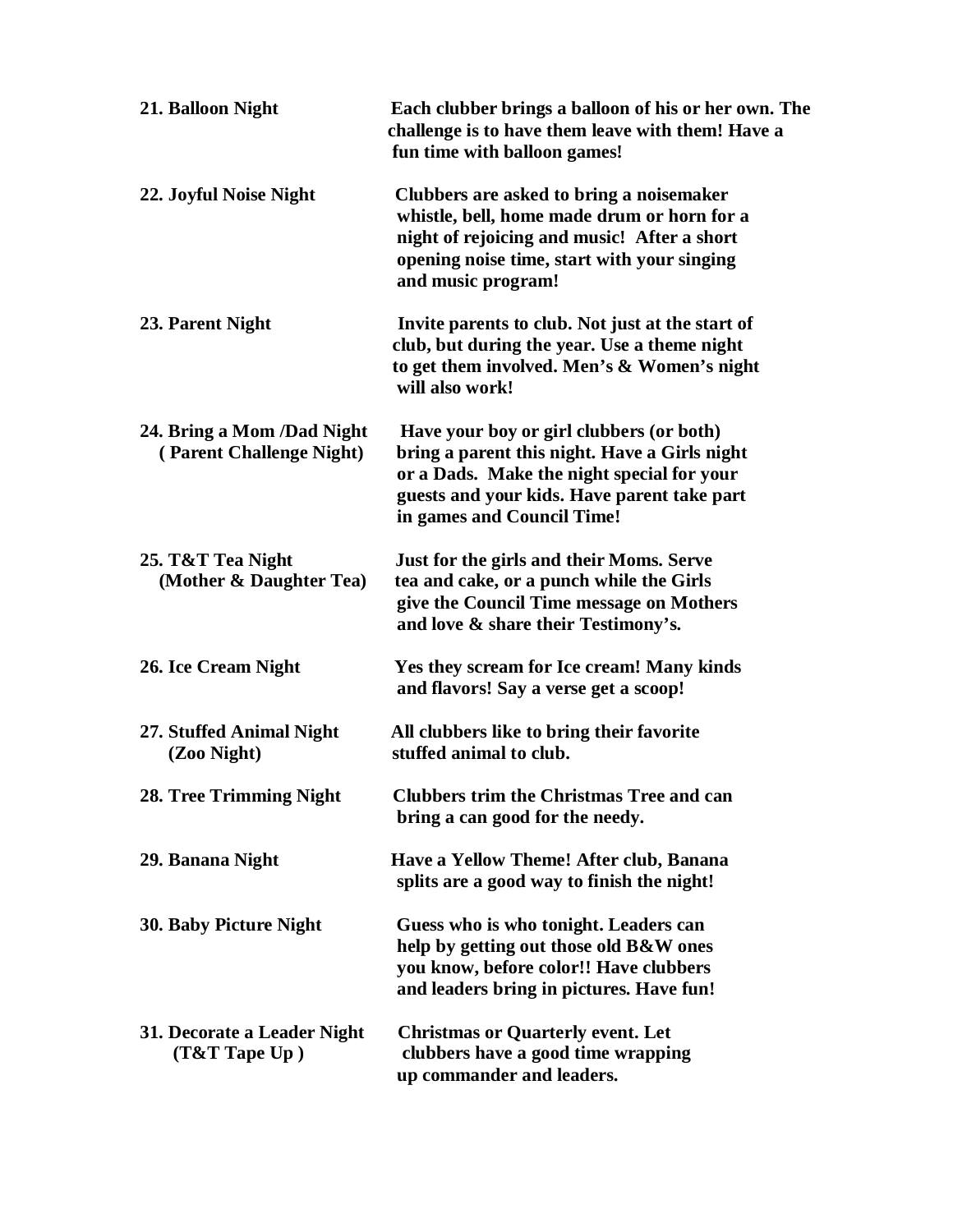**21. Balloon Night** — **Each clubber brings a balloon of his or her own. The challenge is to have them leave with them! Have a fun time with balloon games!**

**22. Joyful Noise Night** — **Clubbers are asked to bring a noisemaker whistle, bell, home made drum or horn for a night of rejoicing and music! After a short opening noise time, start with your singing and music program!**

**23. Parent Night** — **Invite parents to club. Not just at the start of club, but during the year. Use a theme night to get them involved. Men's & Women's night will also work!**

**24. Bring a Mom /Dad Night ( Parent Challenge Night)** — **Have your boy or girl clubbers (or both) bring a parent this night. Have a Girls night or a Dads. Make the night special for your guests and your kids. Have parent take part in games and Council Time!**

**25. T&T Tea Night (Mother & Daughter Tea)** — **Just for the girls and their Moms. Serve tea and cake, or a punch while the Girls give the Council Time message on Mothers and love & share their Testimony's.**

**26. Ice Cream Night** — **Yes they scream for Ice cream! Many kinds and flavors! Say a verse get a scoop!**

**27. Stuffed Animal Night (Zoo Night)** — **All clubbers like to bring their favorite stuffed animal to club.**

**28. Tree Trimming Night** — **Clubbers trim the Christmas Tree and can bring a can good for the needy.**

**29. Banana Night** — **Have a Yellow Theme! After club, Banana splits are a good way to finish the night!**

**30. Baby Picture Night** — **Guess who is who tonight. Leaders can help by getting out those old B&W ones you know, before color!! Have clubbers and leaders bring in pictures. Have fun!**

**31. Decorate a Leader Night (T&T Tape Up )** — **Christmas or Quarterly event. Let clubbers have a good time wrapping up commander and leaders.**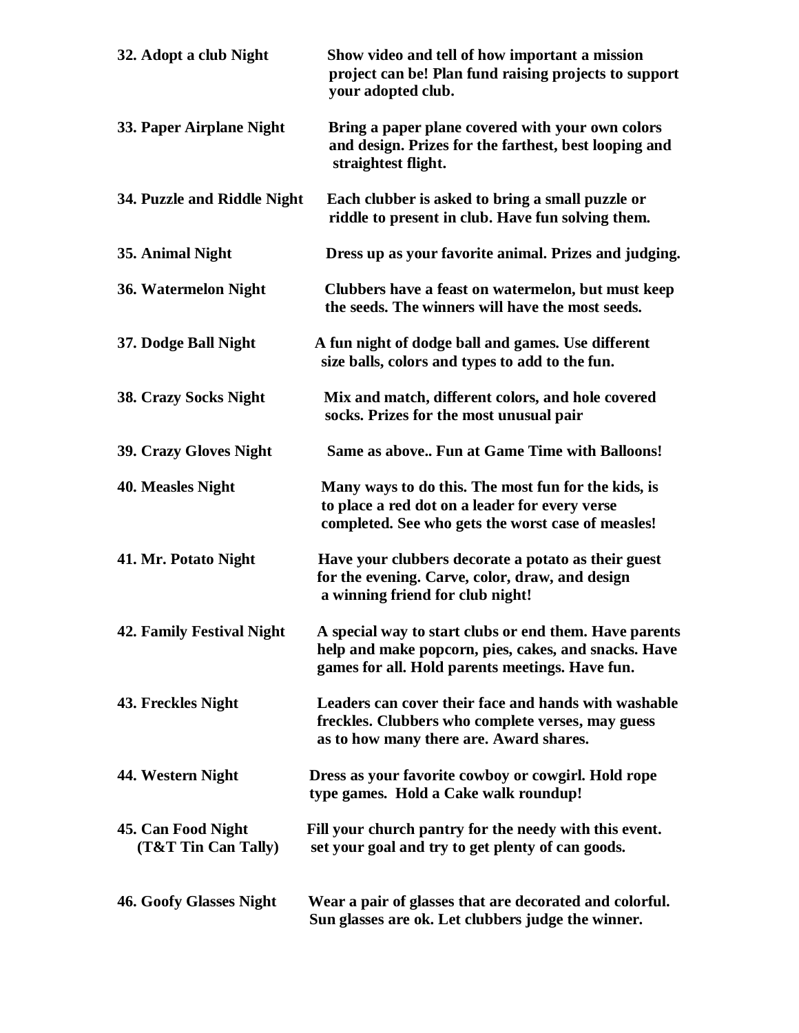**32. Adopt a club Night** — **Show video and tell of how important a mission project can be! Plan fund raising projects to support your adopted club.**

**33. Paper Airplane Night** — **Bring a paper plane covered with your own colors and design. Prizes for the farthest, best looping and straightest flight.**

**34. Puzzle and Riddle Night** — **Each clubber is asked to bring a small puzzle or riddle to present in club. Have fun solving them.**

**35. Animal Night** — **Dress up as your favorite animal. Prizes and judging.**

**36. Watermelon Night** — **Clubbers have a feast on watermelon, but must keep the seeds. The winners will have the most seeds.**

**37. Dodge Ball Night** — **A fun night of dodge ball and games. Use different size balls, colors and types to add to the fun.**

**38. Crazy Socks Night** — **Mix and match, different colors, and hole covered socks. Prizes for the most unusual pair**

**39. Crazy Gloves Night** — **Same as above.. Fun at Game Time with Balloons!**

**40. Measles Night** — **Many ways to do this. The most fun for the kids, is to place a red dot on a leader for every verse completed. See who gets the worst case of measles!**

**41. Mr. Potato Night** — **Have your clubbers decorate a potato as their guest for the evening. Carve, color, draw, and design a winning friend for club night!**

**42. Family Festival Night** — **A special way to start clubs or end them. Have parents help and make popcorn, pies, cakes, and snacks. Have games for all. Hold parents meetings. Have fun.**

**43. Freckles Night** — **Leaders can cover their face and hands with washable freckles. Clubbers who complete verses, may guess as to how many there are. Award shares.**

**44. Western Night** — **Dress as your favorite cowboy or cowgirl. Hold rope type games. Hold a Cake walk roundup!**

**45. Can Food Night (T&T Tin Can Tally)** — **Fill your church pantry for the needy with this event. set your goal and try to get plenty of can goods.**

**46. Goofy Glasses Night** — **Wear a pair of glasses that are decorated and colorful. Sun glasses are ok. Let clubbers judge the winner.**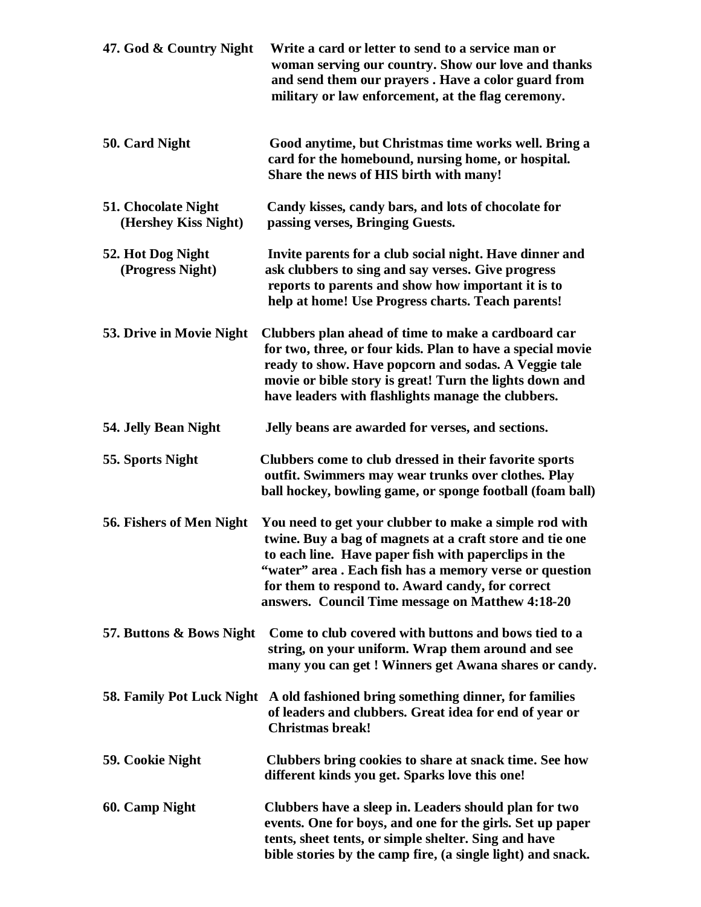**47. God & Country Night** Write a card or letter to send to a service man or woman serving our country. Show our love and thanks and send them our prayers . Have a color guard from military or law enforcement, at the flag ceremony.

**50. Card Night** Good anytime, but Christmas time works well. Bring a card for the homebound, nursing home, or hospital. Share the news of HIS birth with many!

**51. Chocolate Night (Hershey Kiss Night)** Candy kisses, candy bars, and lots of chocolate for passing verses, Bringing Guests.

**52. Hot Dog Night (Progress Night)** Invite parents for a club social night. Have dinner and ask clubbers to sing and say verses. Give progress reports to parents and show how important it is to help at home! Use Progress charts. Teach parents!

**53. Drive in Movie Night** Clubbers plan ahead of time to make a cardboard car for two, three, or four kids. Plan to have a special movie ready to show. Have popcorn and sodas. A Veggie tale movie or bible story is great! Turn the lights down and have leaders with flashlights manage the clubbers.

**54. Jelly Bean Night** Jelly beans are awarded for verses, and sections.

**55. Sports Night** Clubbers come to club dressed in their favorite sports outfit. Swimmers may wear trunks over clothes. Play ball hockey, bowling game, or sponge football (foam ball)

**56. Fishers of Men Night** You need to get your clubber to make a simple rod with twine. Buy a bag of magnets at a craft store and tie one to each line. Have paper fish with paperclips in the "water" area . Each fish has a memory verse or question for them to respond to. Award candy, for correct answers. Council Time message on Matthew 4:18-20

**57. Buttons & Bows Night** Come to club covered with buttons and bows tied to a string, on your uniform. Wrap them around and see many you can get ! Winners get Awana shares or candy.

**58. Family Pot Luck Night** A old fashioned bring something dinner, for families of leaders and clubbers. Great idea for end of year or Christmas break!

**59. Cookie Night** Clubbers bring cookies to share at snack time. See how different kinds you get. Sparks love this one!

**60. Camp Night** Clubbers have a sleep in. Leaders should plan for two events. One for boys, and one for the girls. Set up paper tents, sheet tents, or simple shelter. Sing and have bible stories by the camp fire, (a single light) and snack.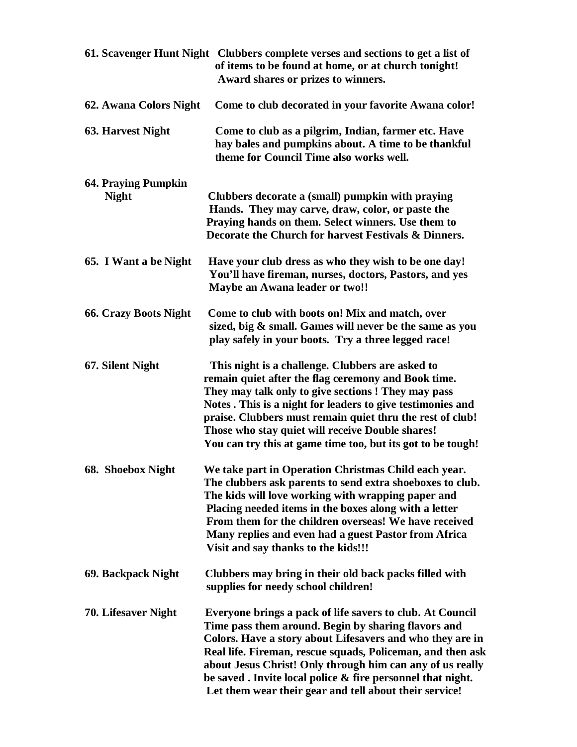**61. Scavenger Hunt Night** Clubbers complete verses and sections to get a list of of items to be found at home, or at church tonight! Award shares or prizes to winners.

**62. Awana Colors Night** Come to club decorated in your favorite Awana color!

**63. Harvest Night** Come to club as a pilgrim, Indian, farmer etc. Have hay bales and pumpkins about. A time to be thankful theme for Council Time also works well.

**64. Praying Pumpkin Night** Clubbers decorate a (small) pumpkin with praying Hands. They may carve, draw, color, or paste the Praying hands on them. Select winners. Use them to Decorate the Church for harvest Festivals & Dinners.

**65. I Want a be Night** Have your club dress as who they wish to be one day! You'll have fireman, nurses, doctors, Pastors, and yes Maybe an Awana leader or two!!

**66. Crazy Boots Night** Come to club with boots on! Mix and match, over sized, big & small. Games will never be the same as you play safely in your boots. Try a three legged race!

**67. Silent Night** This night is a challenge. Clubbers are asked to remain quiet after the flag ceremony and Book time. They may talk only to give sections ! They may pass Notes . This is a night for leaders to give testimonies and praise. Clubbers must remain quiet thru the rest of club! Those who stay quiet will receive Double shares! You can try this at game time too, but its got to be tough!

**68. Shoebox Night** We take part in Operation Christmas Child each year. The clubbers ask parents to send extra shoeboxes to club. The kids will love working with wrapping paper and Placing needed items in the boxes along with a letter From them for the children overseas! We have received Many replies and even had a guest Pastor from Africa Visit and say thanks to the kids!!!

**69. Backpack Night** Clubbers may bring in their old back packs filled with supplies for needy school children!

**70. Lifesaver Night** Everyone brings a pack of life savers to club. At Council Time pass them around. Begin by sharing flavors and Colors. Have a story about Lifesavers and who they are in Real life. Fireman, rescue squads, Policeman, and then ask about Jesus Christ! Only through him can any of us really be saved . Invite local police & fire personnel that night. Let them wear their gear and tell about their service!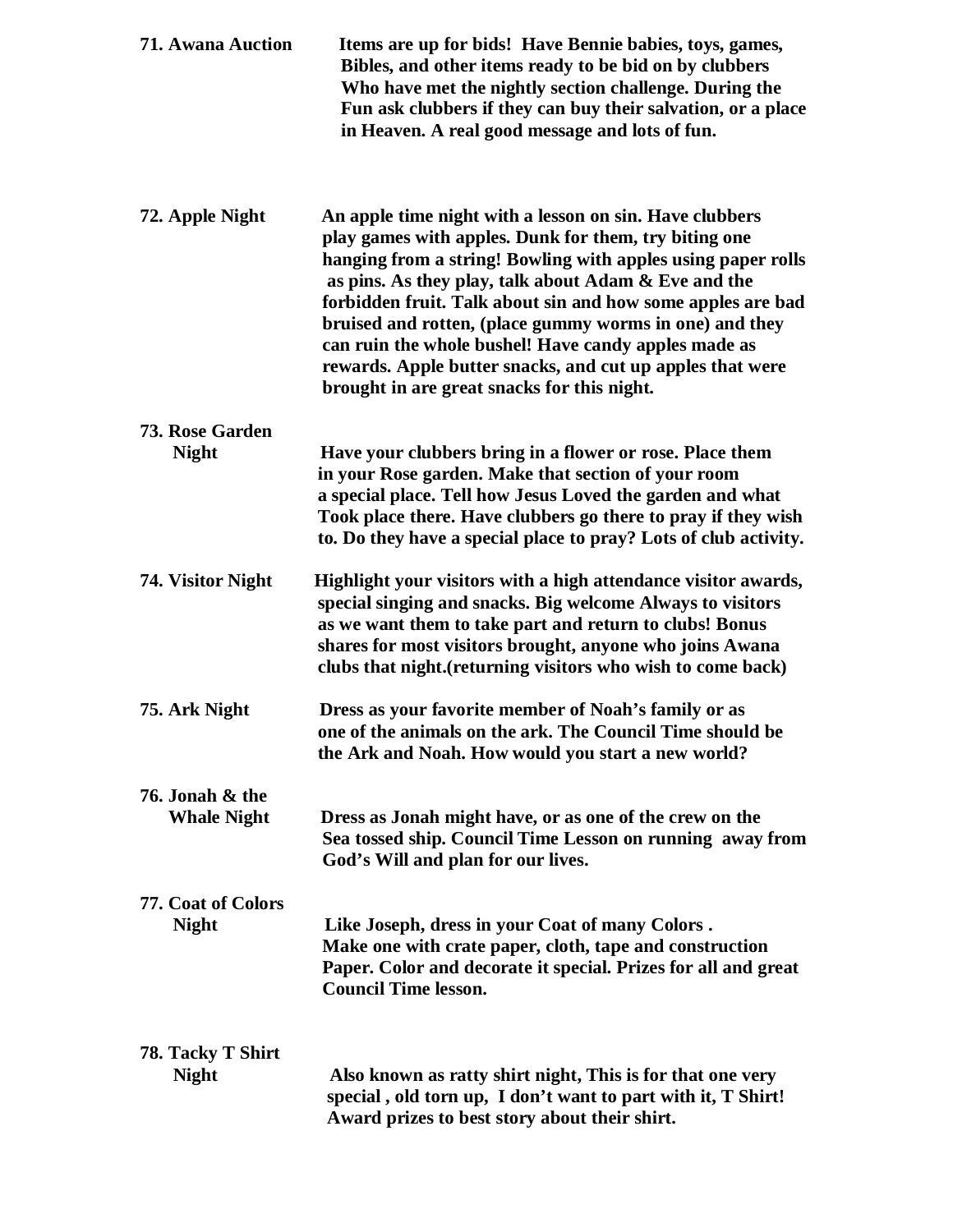**71. Awana Auction** Items are up for bids! Have Bennie babies, toys, games, Bibles, and other items ready to be bid on by clubbers Who have met the nightly section challenge. During the Fun ask clubbers if they can buy their salvation, or a place in Heaven. A real good message and lots of fun.

**72. Apple Night** An apple time night with a lesson on sin. Have clubbers play games with apples. Dunk for them, try biting one hanging from a string! Bowling with apples using paper rolls as pins. As they play, talk about Adam & Eve and the forbidden fruit. Talk about sin and how some apples are bad bruised and rotten, (place gummy worms in one) and they can ruin the whole bushel! Have candy apples made as rewards. Apple butter snacks, and cut up apples that were brought in are great snacks for this night.

**73. Rose Garden Night** Have your clubbers bring in a flower or rose. Place them in your Rose garden. Make that section of your room a special place. Tell how Jesus Loved the garden and what Took place there. Have clubbers go there to pray if they wish to. Do they have a special place to pray? Lots of club activity.

**74. Visitor Night** Highlight your visitors with a high attendance visitor awards, special singing and snacks. Big welcome Always to visitors as we want them to take part and return to clubs! Bonus shares for most visitors brought, anyone who joins Awana clubs that night.(returning visitors who wish to come back)

**75. Ark Night** Dress as your favorite member of Noah's family or as one of the animals on the ark. The Council Time should be the Ark and Noah. How would you start a new world?

**76. Jonah & the Whale Night** Dress as Jonah might have, or as one of the crew on the Sea tossed ship. Council Time Lesson on running away from God's Will and plan for our lives.

**77. Coat of Colors Night** Like Joseph, dress in your Coat of many Colors . Make one with crate paper, cloth, tape and construction Paper. Color and decorate it special. Prizes for all and great Council Time lesson.

**78. Tacky T Shirt Night** Also known as ratty shirt night, This is for that one very special , old torn up, I don't want to part with it, T Shirt! Award prizes to best story about their shirt.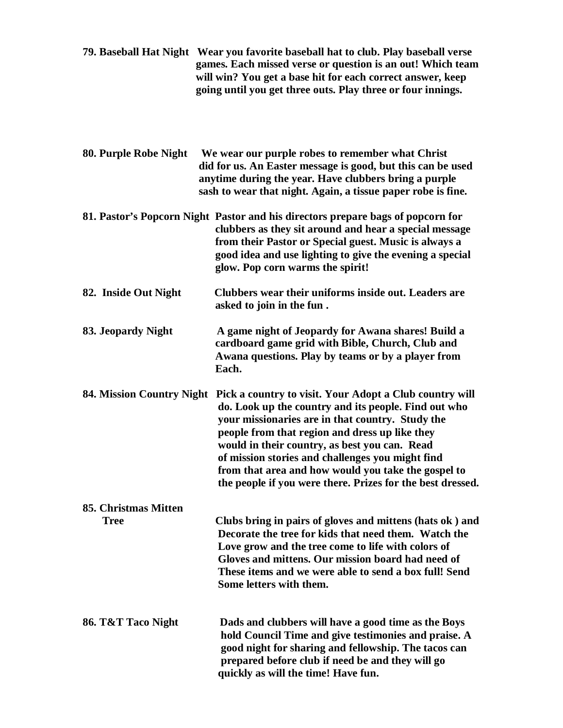**79. Baseball Hat Night** Wear you favorite baseball hat to club. Play baseball verse games. Each missed verse or question is an out! Which team will win? You get a base hit for each correct answer, keep going until you get three outs. Play three or four innings.

**80. Purple Robe Night** We wear our purple robes to remember what Christ did for us. An Easter message is good, but this can be used anytime during the year. Have clubbers bring a purple sash to wear that night. Again, a tissue paper robe is fine.

**81. Pastor's Popcorn Night** Pastor and his directors prepare bags of popcorn for clubbers as they sit around and hear a special message from their Pastor or Special guest. Music is always a good idea and use lighting to give the evening a special glow. Pop corn warms the spirit!

**82. Inside Out Night** Clubbers wear their uniforms inside out. Leaders are asked to join in the fun .

**83. Jeopardy Night** A game night of Jeopardy for Awana shares! Build a cardboard game grid with Bible, Church, Club and Awana questions. Play by teams or by a player from Each.

**84. Mission Country Night** Pick a country to visit. Your Adopt a Club country will do. Look up the country and its people. Find out who your missionaries are in that country. Study the people from that region and dress up like they would in their country, as best you can. Read of mission stories and challenges you might find from that area and how would you take the gospel to the people if you were there. Prizes for the best dressed.

**85. Christmas Mitten Tree** Clubs bring in pairs of gloves and mittens (hats ok ) and Decorate the tree for kids that need them. Watch the Love grow and the tree come to life with colors of Gloves and mittens. Our mission board had need of These items and we were able to send a box full! Send Some letters with them.

**86. T&T Taco Night** Dads and clubbers will have a good time as the Boys hold Council Time and give testimonies and praise. A good night for sharing and fellowship. The tacos can prepared before club if need be and they will go quickly as will the time! Have fun.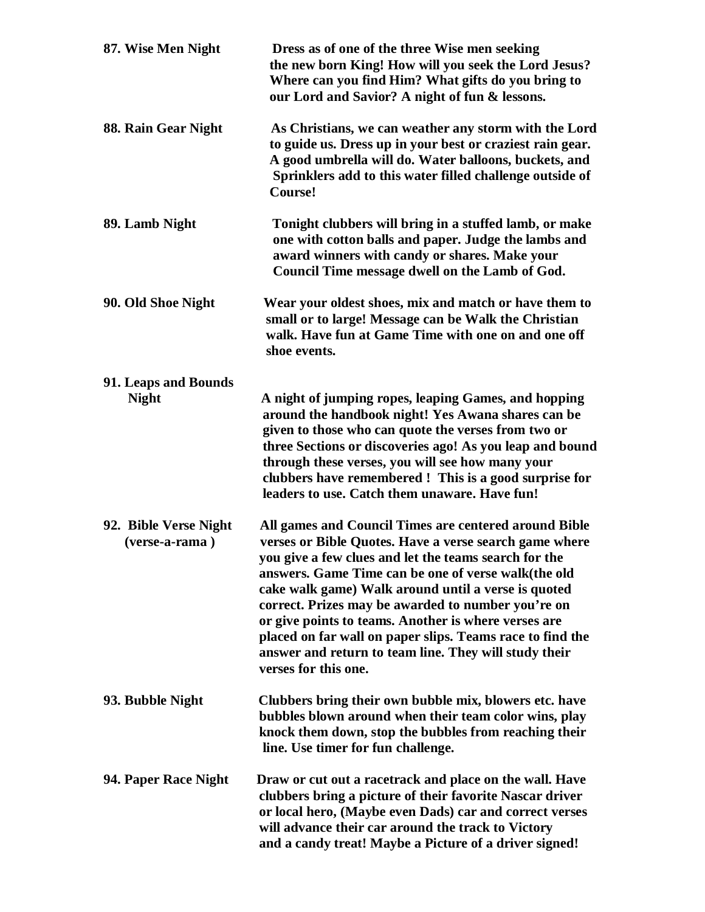**87. Wise Men Night** — **Dress as of one of the three Wise men seeking the new born King! How will you seek the Lord Jesus? Where can you find Him? What gifts do you bring to our Lord and Savior? A night of fun & lessons.**

**88. Rain Gear Night** — **As Christians, we can weather any storm with the Lord to guide us. Dress up in your best or craziest rain gear. A good umbrella will do. Water balloons, buckets, and Sprinklers add to this water filled challenge outside of Course!**

**89. Lamb Night** — **Tonight clubbers will bring in a stuffed lamb, or make one with cotton balls and paper. Judge the lambs and award winners with candy or shares. Make your Council Time message dwell on the Lamb of God.**

**90. Old Shoe Night** — **Wear your oldest shoes, mix and match or have them to small or to large! Message can be Walk the Christian walk. Have fun at Game Time with one on and one off shoe events.**

**91. Leaps and Bounds Night** — **A night of jumping ropes, leaping Games, and hopping around the handbook night! Yes Awana shares can be given to those who can quote the verses from two or three Sections or discoveries ago! As you leap and bound through these verses, you will see how many your clubbers have remembered ! This is a good surprise for leaders to use. Catch them unaware. Have fun!**

**92. Bible Verse Night (verse-a-rama )** — **All games and Council Times are centered around Bible verses or Bible Quotes. Have a verse search game where you give a few clues and let the teams search for the answers. Game Time can be one of verse walk(the old cake walk game) Walk around until a verse is quoted correct. Prizes may be awarded to number you're on or give points to teams. Another is where verses are placed on far wall on paper slips. Teams race to find the answer and return to team line. They will study their verses for this one.**

**93. Bubble Night** — **Clubbers bring their own bubble mix, blowers etc. have bubbles blown around when their team color wins, play knock them down, stop the bubbles from reaching their line. Use timer for fun challenge.**

**94. Paper Race Night** — **Draw or cut out a racetrack and place on the wall. Have clubbers bring a picture of their favorite Nascar driver or local hero, (Maybe even Dads) car and correct verses will advance their car around the track to Victory and a candy treat! Maybe a Picture of a driver signed!**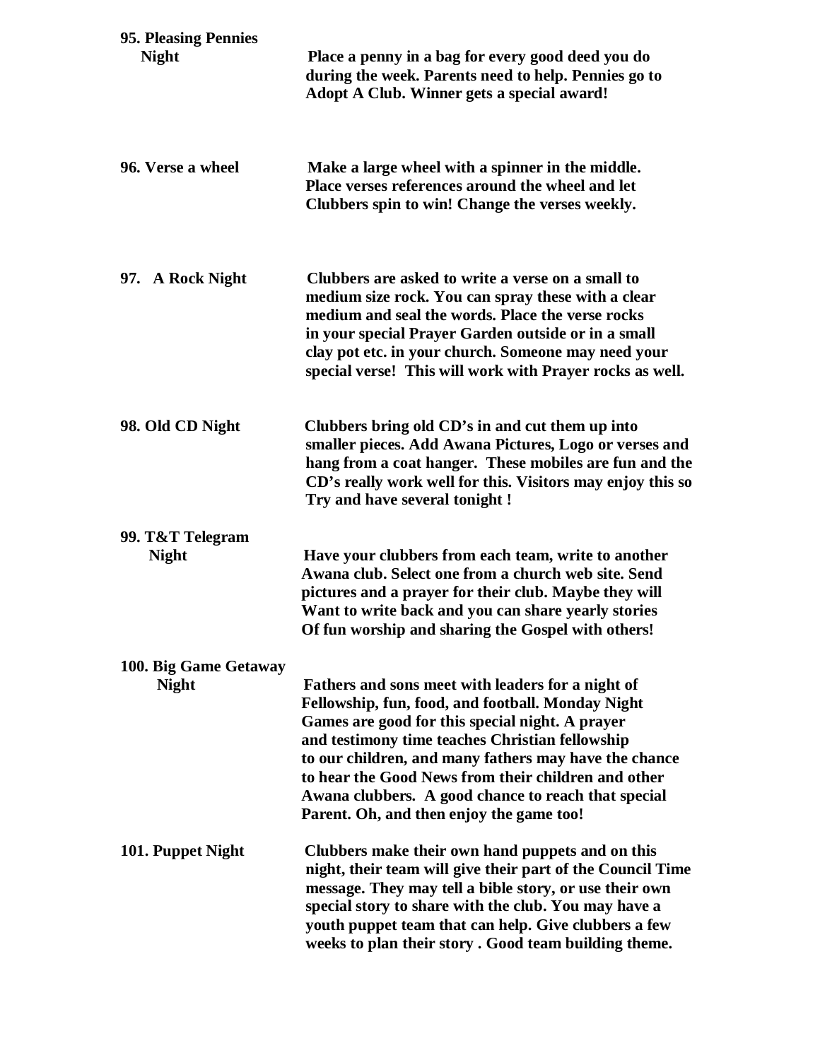**95. Pleasing Pennies Night** — **Place a penny in a bag for every good deed you do during the week. Parents need to help. Pennies go to Adopt A Club. Winner gets a special award!**

**96. Verse a wheel** — **Make a large wheel with a spinner in the middle. Place verses references around the wheel and let Clubbers spin to win! Change the verses weekly.**

**97. A Rock Night** — **Clubbers are asked to write a verse on a small to medium size rock. You can spray these with a clear medium and seal the words. Place the verse rocks in your special Prayer Garden outside or in a small clay pot etc. in your church. Someone may need your special verse! This will work with Prayer rocks as well.**

**98. Old CD Night** — **Clubbers bring old CD's in and cut them up into smaller pieces. Add Awana Pictures, Logo or verses and hang from a coat hanger. These mobiles are fun and the CD's really work well for this. Visitors may enjoy this so Try and have several tonight !**

**99. T&T Telegram Night** — **Have your clubbers from each team, write to another Awana club. Select one from a church web site. Send pictures and a prayer for their club. Maybe they will Want to write back and you can share yearly stories Of fun worship and sharing the Gospel with others!**

**100. Big Game Getaway Night** — **Fathers and sons meet with leaders for a night of Fellowship, fun, food, and football. Monday Night Games are good for this special night. A prayer and testimony time teaches Christian fellowship to our children, and many fathers may have the chance to hear the Good News from their children and other Awana clubbers. A good chance to reach that special Parent. Oh, and then enjoy the game too!**

**101. Puppet Night** — **Clubbers make their own hand puppets and on this night, their team will give their part of the Council Time message. They may tell a bible story, or use their own special story to share with the club. You may have a youth puppet team that can help. Give clubbers a few weeks to plan their story . Good team building theme.**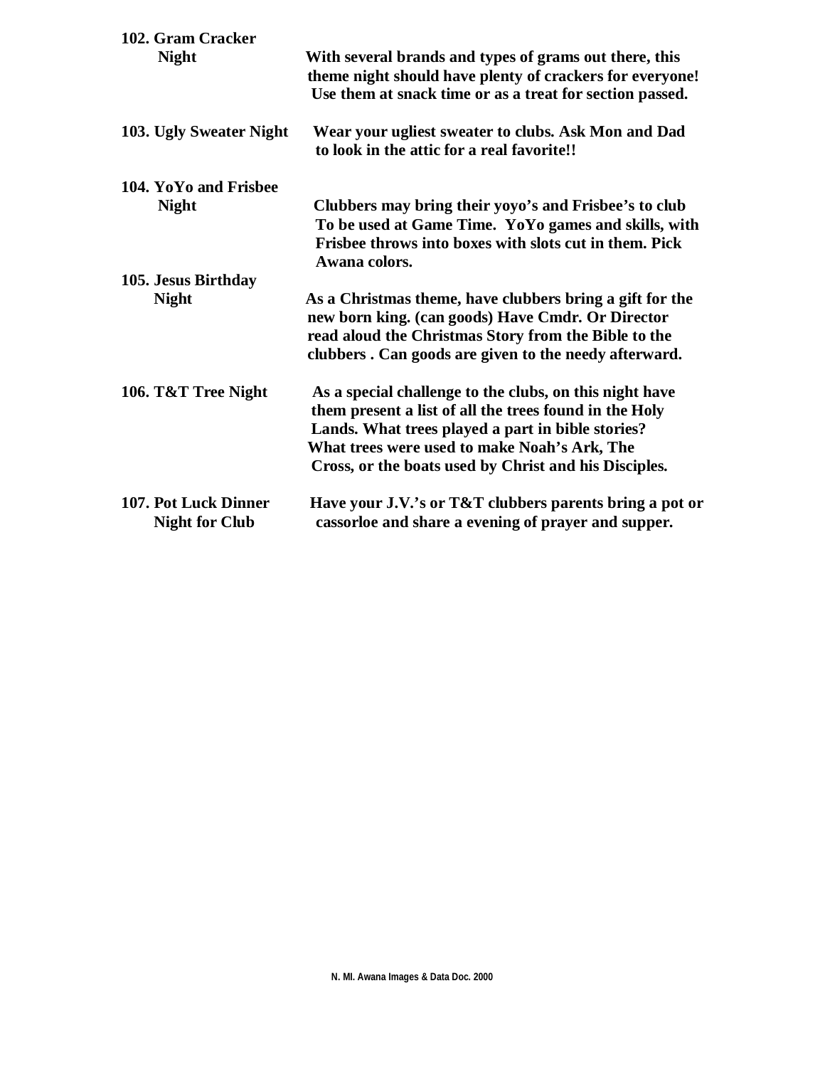**102. Gram Cracker Night** With several brands and types of grams out there, this theme night should have plenty of crackers for everyone! Use them at snack time or as a treat for section passed.

**103. Ugly Sweater Night** Wear your ugliest sweater to clubs. Ask Mon and Dad to look in the attic for a real favorite!!

**104. YoYo and Frisbee Night** Clubbers may bring their yoyo's and Frisbee's to club To be used at Game Time. YoYo games and skills, with Frisbee throws into boxes with slots cut in them. Pick Awana colors.

**105. Jesus Birthday Night** As a Christmas theme, have clubbers bring a gift for the new born king. (can goods) Have Cmdr. Or Director read aloud the Christmas Story from the Bible to the clubbers . Can goods are given to the needy afterward.

**106. T&T Tree Night** As a special challenge to the clubs, on this night have them present a list of all the trees found in the Holy Lands. What trees played a part in bible stories? What trees were used to make Noah's Ark, The Cross, or the boats used by Christ and his Disciples.

**107. Pot Luck Dinner Night for Club** Have your J.V.'s or T&T clubbers parents bring a pot or cassorloe and share a evening of prayer and supper.

N. MI. Awana Images & Data Doc. 2000